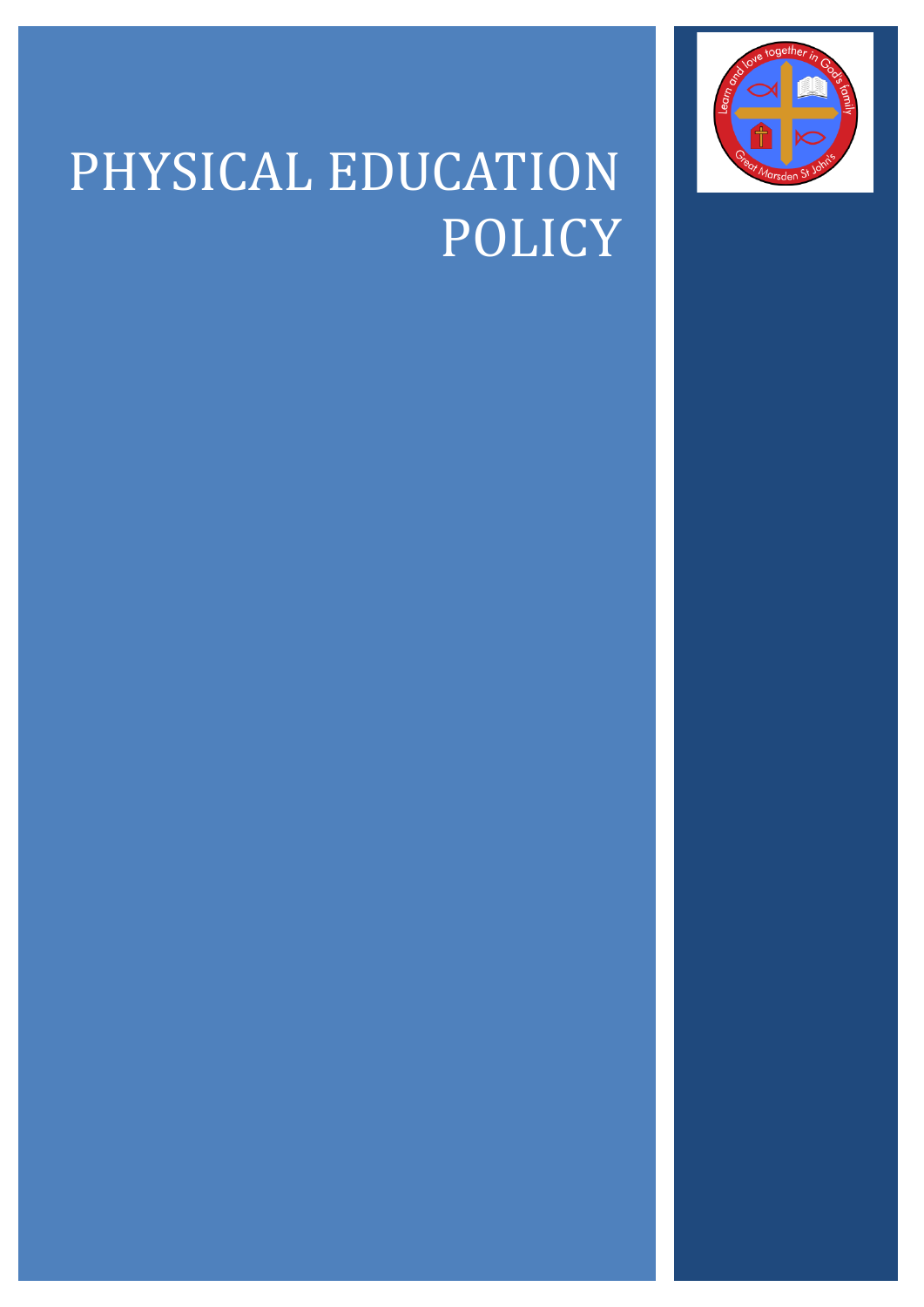# PHYSICAL EDUCATION POLICY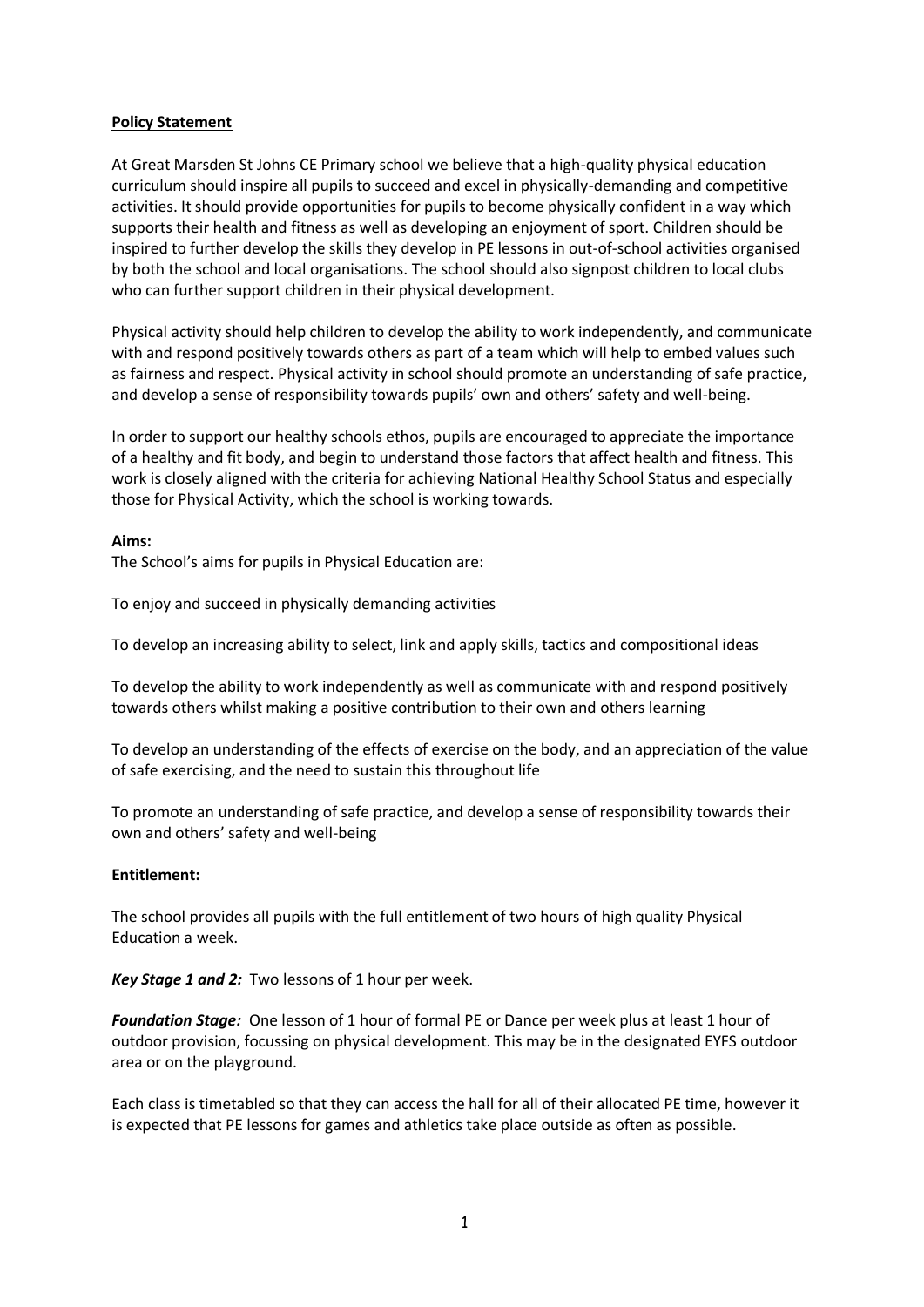**Policy Statement**

At Great Marsden St Johns CE Primary school we believe that a high-quality physical education curriculum should inspire all pupils to succeed and excel in physically-demanding and competitive activities. It should provide opportunities for pupils to become physically confident in a way which supports their health and fitness as well as developing an enjoyment of sport. Children should be inspired to further develop the skills they develop in PE lessons in out-of-school activities organised by both the school and local organisations. The school should also signpost children to local clubs who can further support children in their physical development.

Physical activity should help children to develop the ability to work independently, and communicate with and respond positively towards others as part of a team which will help to embed values such as fairness and respect. Physical activity in school should promote an understanding of safe practice, and develop a sense of responsibility towards pupils' own and others' safety and well-being.

In order to support our healthy schools ethos, pupils are encouraged to appreciate the importance of a healthy and fit body, and begin to understand those factors that affect health and fitness. This work is closely aligned with the criteria for achieving National Healthy School Status and especially those for Physical Activity, which the school is working towards.

**Aims:**

The School's aims for pupils in Physical Education are:

To enjoy and succeed in physically demanding activities

To develop an increasing ability to select, link and apply skills, tactics and compositional ideas

To develop the ability to work independently as well as communicate with and respond positively towards others whilst making a positive contribution to their own and others learning

To develop an understanding of the effects of exercise on the body, and an appreciation of the value of safe exercising, and the need to sustain this throughout life

To promote an understanding of safe practice, and develop a sense of responsibility towards their own and others' safety and well-being

**Entitlement:**

The school provides all pupils with the full entitlement of two hours of high quality Physical Education a week.

***Key Stage 1 and 2:*** Two lessons of 1 hour per week.

***Foundation Stage:*** One lesson of 1 hour of formal PE or Dance per week plus at least 1 hour of outdoor provision, focussing on physical development. This may be in the designated EYFS outdoor area or on the playground.

Each class is timetabled so that they can access the hall for all of their allocated PE time, however it is expected that PE lessons for games and athletics take place outside as often as possible.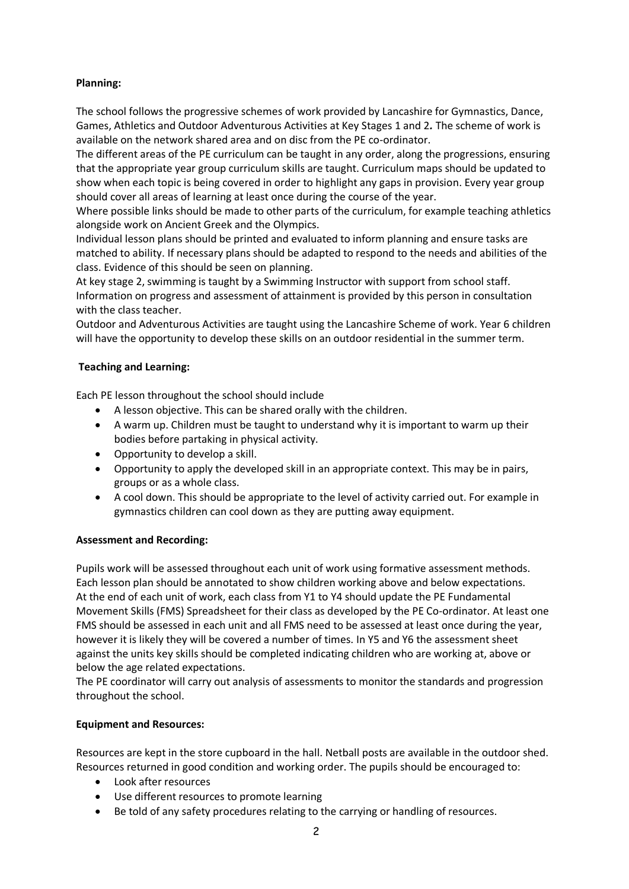**Planning:**

The school follows the progressive schemes of work provided by Lancashire for Gymnastics, Dance, Games, Athletics and Outdoor Adventurous Activities at Key Stages 1 and 2**.** The scheme of work is available on the network shared area and on disc from the PE co-ordinator.

The different areas of the PE curriculum can be taught in any order, along the progressions, ensuring that the appropriate year group curriculum skills are taught. Curriculum maps should be updated to show when each topic is being covered in order to highlight any gaps in provision. Every year group should cover all areas of learning at least once during the course of the year.

Where possible links should be made to other parts of the curriculum, for example teaching athletics alongside work on Ancient Greek and the Olympics.

Individual lesson plans should be printed and evaluated to inform planning and ensure tasks are matched to ability. If necessary plans should be adapted to respond to the needs and abilities of the class. Evidence of this should be seen on planning.

At key stage 2, swimming is taught by a Swimming Instructor with support from school staff. Information on progress and assessment of attainment is provided by this person in consultation with the class teacher.

Outdoor and Adventurous Activities are taught using the Lancashire Scheme of work. Year 6 children will have the opportunity to develop these skills on an outdoor residential in the summer term.

**Teaching and Learning:**

Each PE lesson throughout the school should include

- A lesson objective. This can be shared orally with the children.
- A warm up. Children must be taught to understand why it is important to warm up their bodies before partaking in physical activity.
- Opportunity to develop a skill.
- Opportunity to apply the developed skill in an appropriate context. This may be in pairs, groups or as a whole class.
- A cool down. This should be appropriate to the level of activity carried out. For example in gymnastics children can cool down as they are putting away equipment.

**Assessment and Recording:**

Pupils work will be assessed throughout each unit of work using formative assessment methods. Each lesson plan should be annotated to show children working above and below expectations. At the end of each unit of work, each class from Y1 to Y4 should update the PE Fundamental Movement Skills (FMS) Spreadsheet for their class as developed by the PE Co-ordinator. At least one FMS should be assessed in each unit and all FMS need to be assessed at least once during the year, however it is likely they will be covered a number of times. In Y5 and Y6 the assessment sheet against the units key skills should be completed indicating children who are working at, above or below the age related expectations.

The PE coordinator will carry out analysis of assessments to monitor the standards and progression throughout the school.

**Equipment and Resources:**

Resources are kept in the store cupboard in the hall. Netball posts are available in the outdoor shed. Resources returned in good condition and working order. The pupils should be encouraged to:

- Look after resources
- Use different resources to promote learning
- Be told of any safety procedures relating to the carrying or handling of resources.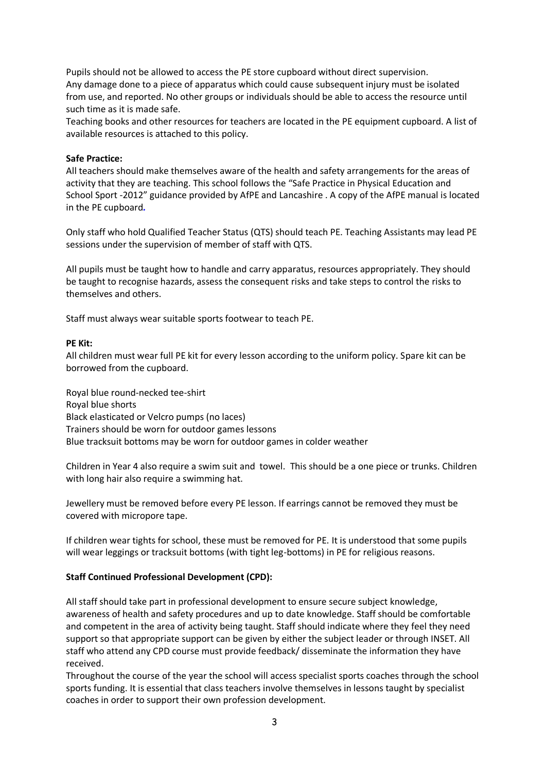Pupils should not be allowed to access the PE store cupboard without direct supervision.
Any damage done to a piece of apparatus which could cause subsequent injury must be isolated from use, and reported. No other groups or individuals should be able to access the resource until such time as it is made safe.
Teaching books and other resources for teachers are located in the PE equipment cupboard. A list of available resources is attached to this policy.

**Safe Practice:**
All teachers should make themselves aware of the health and safety arrangements for the areas of activity that they are teaching. This school follows the "Safe Practice in Physical Education and School Sport -2012" guidance provided by AfPE and Lancashire . A copy of the AfPE manual is located in the PE cupboard.

Only staff who hold Qualified Teacher Status (QTS) should teach PE. Teaching Assistants may lead PE sessions under the supervision of member of staff with QTS.

All pupils must be taught how to handle and carry apparatus, resources appropriately. They should be taught to recognise hazards, assess the consequent risks and take steps to control the risks to themselves and others.

Staff must always wear suitable sports footwear to teach PE.

**PE Kit:**
All children must wear full PE kit for every lesson according to the uniform policy. Spare kit can be borrowed from the cupboard.

Royal blue round-necked tee-shirt
Royal blue shorts
Black elasticated or Velcro pumps (no laces)
Trainers should be worn for outdoor games lessons
Blue tracksuit bottoms may be worn for outdoor games in colder weather

Children in Year 4 also require a swim suit and towel. This should be a one piece or trunks. Children with long hair also require a swimming hat.

Jewellery must be removed before every PE lesson. If earrings cannot be removed they must be covered with micropore tape.

If children wear tights for school, these must be removed for PE. It is understood that some pupils will wear leggings or tracksuit bottoms (with tight leg-bottoms) in PE for religious reasons.

**Staff Continued Professional Development (CPD):**

All staff should take part in professional development to ensure secure subject knowledge, awareness of health and safety procedures and up to date knowledge. Staff should be comfortable and competent in the area of activity being taught. Staff should indicate where they feel they need support so that appropriate support can be given by either the subject leader or through INSET. All staff who attend any CPD course must provide feedback/ disseminate the information they have received.
Throughout the course of the year the school will access specialist sports coaches through the school sports funding. It is essential that class teachers involve themselves in lessons taught by specialist coaches in order to support their own profession development.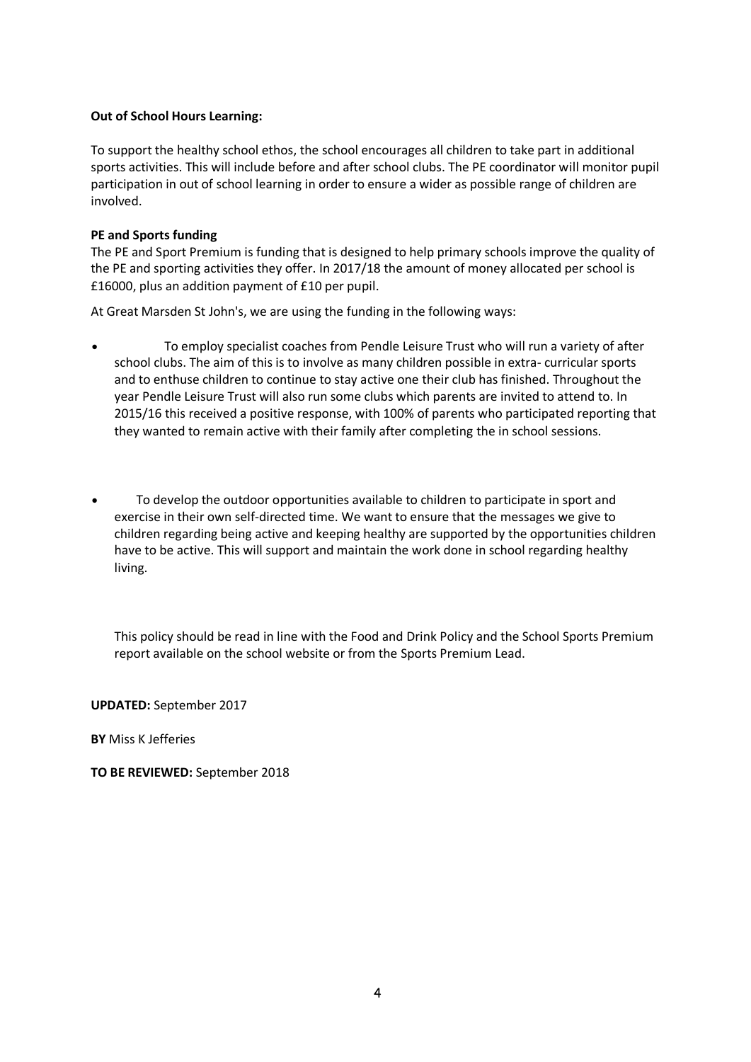**Out of School Hours Learning:**

To support the healthy school ethos, the school encourages all children to take part in additional sports activities. This will include before and after school clubs. The PE coordinator will monitor pupil participation in out of school learning in order to ensure a wider as possible range of children are involved.

**PE and Sports funding**

The PE and Sport Premium is funding that is designed to help primary schools improve the quality of the PE and sporting activities they offer. In 2017/18 the amount of money allocated per school is £16000, plus an addition payment of £10 per pupil.

At Great Marsden St John's, we are using the funding in the following ways:

- To employ specialist coaches from Pendle Leisure Trust who will run a variety of after school clubs. The aim of this is to involve as many children possible in extra- curricular sports and to enthuse children to continue to stay active one their club has finished. Throughout the year Pendle Leisure Trust will also run some clubs which parents are invited to attend to. In 2015/16 this received a positive response, with 100% of parents who participated reporting that they wanted to remain active with their family after completing the in school sessions.

- To develop the outdoor opportunities available to children to participate in sport and exercise in their own self-directed time. We want to ensure that the messages we give to children regarding being active and keeping healthy are supported by the opportunities children have to be active. This will support and maintain the work done in school regarding healthy living.

This policy should be read in line with the Food and Drink Policy and the School Sports Premium report available on the school website or from the Sports Premium Lead.

**UPDATED:** September 2017

**BY** Miss K Jefferies

**TO BE REVIEWED:** September 2018